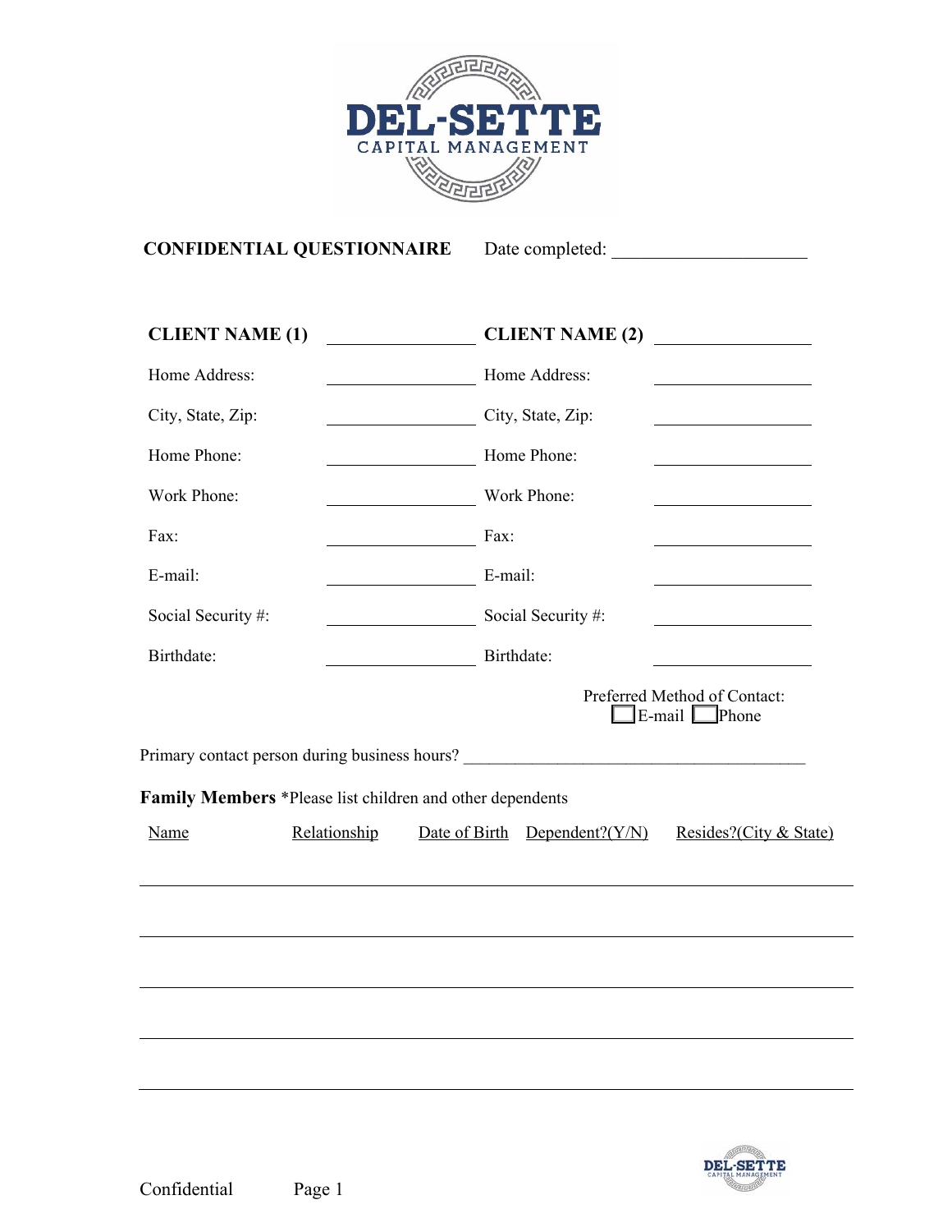# DEL-SETTE CAPITAL MANAGEMENT

**CONFIDENTIAL QUESTIONNAIRE** Date completed: ____________________

| **CLIENT NAME (1)** | ____________ | **CLIENT NAME (2)** | ____________ |
|---|---|---|---|
| Home Address: | ____________ | Home Address: | ____________ |
| City, State, Zip: | ____________ | City, State, Zip: | ____________ |
| Home Phone: | ____________ | Home Phone: | ____________ |
| Work Phone: | ____________ | Work Phone: | ____________ |
| Fax: | ____________ | Fax: | ____________ |
| E-mail: | ____________ | E-mail: | ____________ |
| Social Security #: | ____________ | Social Security #: | ____________ |
| Birthdate: | ____________ | Birthdate: | ____________ |

Preferred Method of Contact:
☐ E-mail ☐ Phone

Primary contact person during business hours? ________________________________________

**Family Members** *Please list children and other dependents

| Name | Relationship | Date of Birth | Dependent?(Y/N) | Resides?(City & State) |
|---|---|---|---|---|
| | | | | |
| | | | | |
| | | | | |
| | | | | |
| | | | | |

Confidential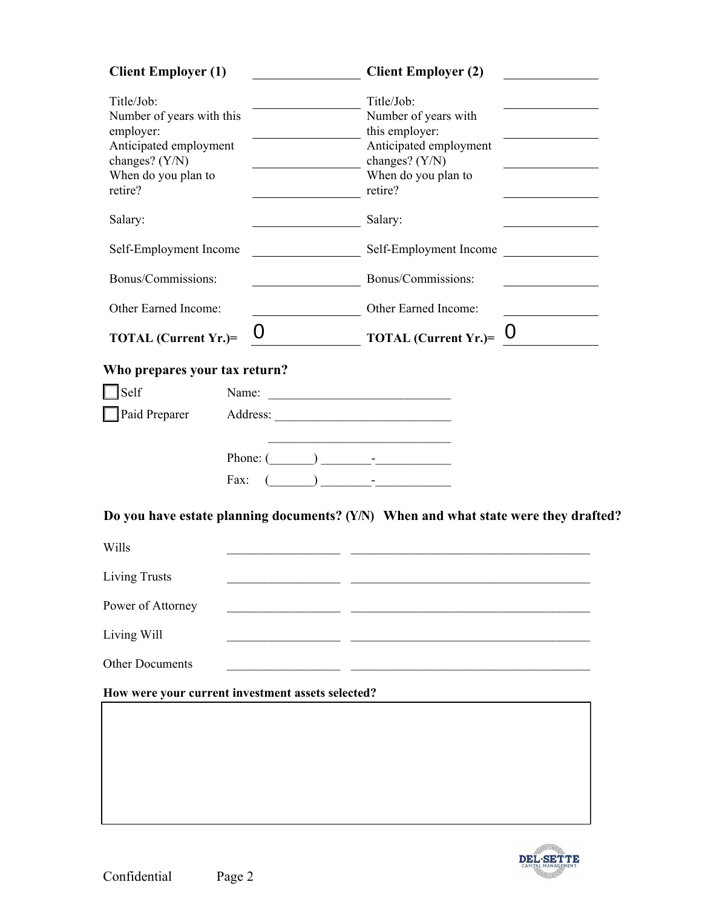| **Client Employer (1)** | | **Client Employer (2)** | |
|---|---|---|---|
| Title/Job: | | Title/Job: | |
| Number of years with this employer: | | Number of years with this employer: | |
| Anticipated employment changes? (Y/N) | | Anticipated employment changes? (Y/N) | |
| When do you plan to retire? | | When do you plan to retire? | |
| Salary: | | Salary: | |
| Self-Employment Income | | Self-Employment Income | |
| Bonus/Commissions: | | Bonus/Commissions: | |
| Other Earned Income: | | Other Earned Income: | |
| **TOTAL (Current Yr.)=** | 0 | **TOTAL (Current Yr.)=** | 0 |

**Who prepares your tax return?**

☐ Self    Name: ____________________________

☐ Paid Preparer    Address: ____________________________

____________________________

Phone: (_______) ________-____________

Fax: (_______) ________-____________

**Do you have estate planning documents? (Y/N) When and what state were they drafted?**

| | (Y/N) | When and what state were they drafted? |
|---|---|---|
| Wills | __________________ | ______________________________________ |
| Living Trusts | __________________ | ______________________________________ |
| Power of Attorney | __________________ | ______________________________________ |
| Living Will | __________________ | ______________________________________ |
| Other Documents | __________________ | ______________________________________ |

**How were your current investment assets selected?**

Confidential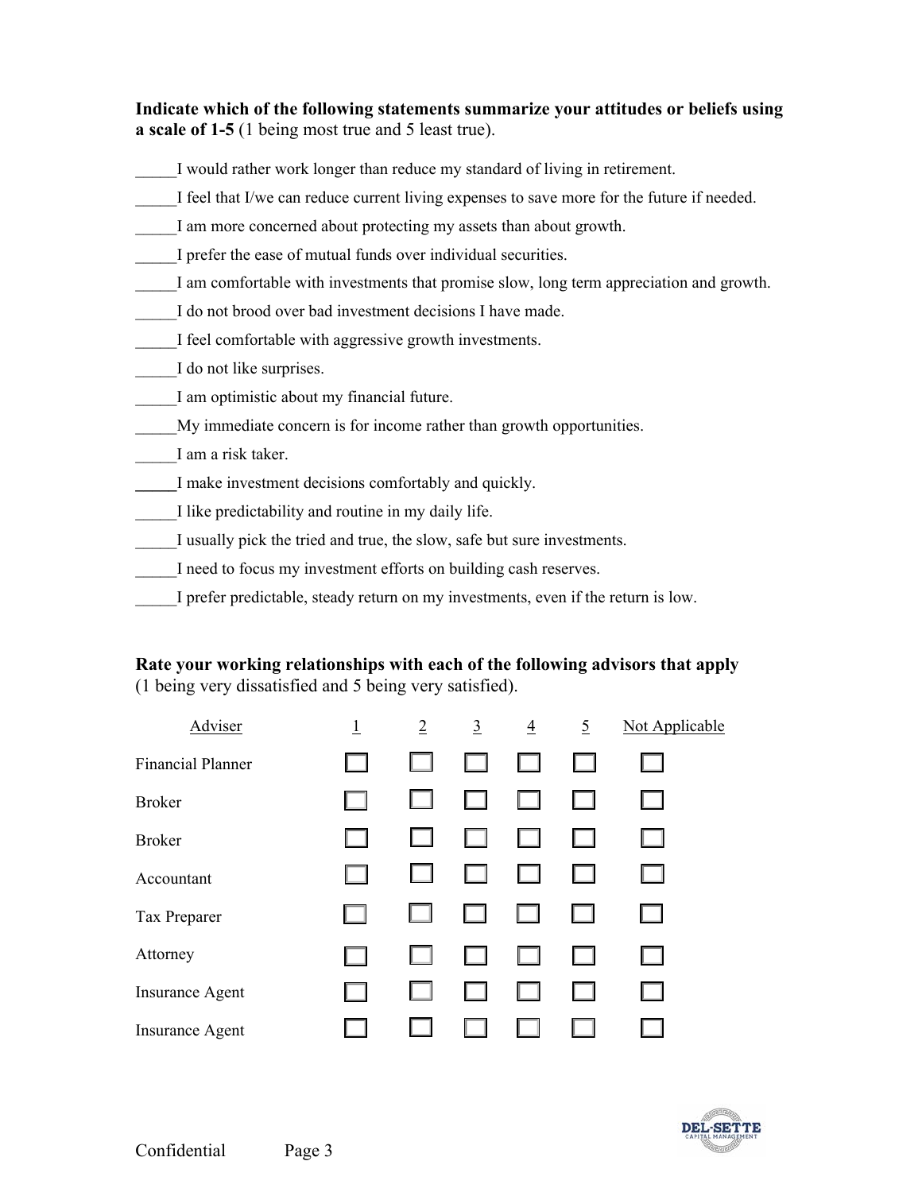**Indicate which of the following statements summarize your attitudes or beliefs using a scale of 1-5** (1 being most true and 5 least true).

_____I would rather work longer than reduce my standard of living in retirement.

_____I feel that I/we can reduce current living expenses to save more for the future if needed.

_____I am more concerned about protecting my assets than about growth.

_____I prefer the ease of mutual funds over individual securities.

_____I am comfortable with investments that promise slow, long term appreciation and growth.

_____I do not brood over bad investment decisions I have made.

_____I feel comfortable with aggressive growth investments.

_____I do not like surprises.

_____I am optimistic about my financial future.

_____My immediate concern is for income rather than growth opportunities.

_____I am a risk taker.

_____I make investment decisions comfortably and quickly.

_____I like predictability and routine in my daily life.

_____I usually pick the tried and true, the slow, safe but sure investments.

_____I need to focus my investment efforts on building cash reserves.

_____I prefer predictable, steady return on my investments, even if the return is low.

**Rate your working relationships with each of the following advisors that apply** (1 being very dissatisfied and 5 being very satisfied).

| Adviser | 1 | 2 | 3 | 4 | 5 | Not Applicable |
|---|---|---|---|---|---|---|
| Financial Planner | ☐ | ☐ | ☐ | ☐ | ☐ | ☐ |
| Broker | ☐ | ☐ | ☐ | ☐ | ☐ | ☐ |
| Broker | ☐ | ☐ | ☐ | ☐ | ☐ | ☐ |
| Accountant | ☐ | ☐ | ☐ | ☐ | ☐ | ☐ |
| Tax Preparer | ☐ | ☐ | ☐ | ☐ | ☐ | ☐ |
| Attorney | ☐ | ☐ | ☐ | ☐ | ☐ | ☐ |
| Insurance Agent | ☐ | ☐ | ☐ | ☐ | ☐ | ☐ |
| Insurance Agent | ☐ | ☐ | ☐ | ☐ | ☐ | ☐ |

Confidential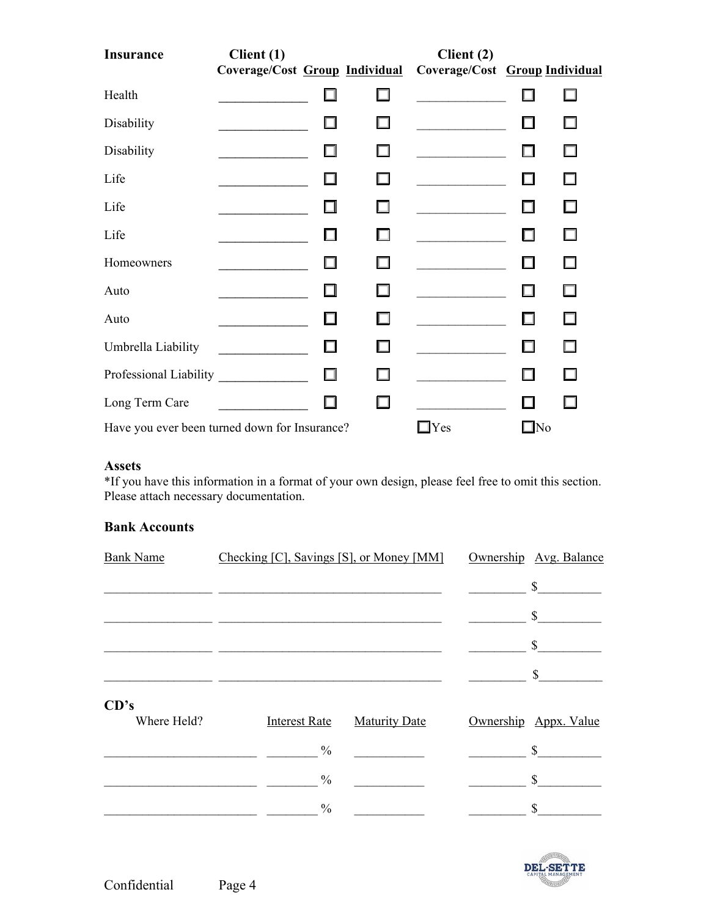## Insurance

| Insurance | Client (1) Coverage/Cost | Group | Individual | Client (2) Coverage/Cost | Group | Individual |
|---|---|---|---|---|---|---|
| Health | _____________ | ☐ | ☐ | _____________ | ☐ | ☐ |
| Disability | _____________ | ☐ | ☐ | _____________ | ☐ | ☐ |
| Disability | _____________ | ☐ | ☐ | _____________ | ☐ | ☐ |
| Life | _____________ | ☐ | ☐ | _____________ | ☐ | ☐ |
| Life | _____________ | ☐ | ☐ | _____________ | ☐ | ☐ |
| Life | _____________ | ☐ | ☐ | _____________ | ☐ | ☐ |
| Homeowners | _____________ | ☐ | ☐ | _____________ | ☐ | ☐ |
| Auto | _____________ | ☐ | ☐ | _____________ | ☐ | ☐ |
| Auto | _____________ | ☐ | ☐ | _____________ | ☐ | ☐ |
| Umbrella Liability | _____________ | ☐ | ☐ | _____________ | ☐ | ☐ |
| Professional Liability | _____________ | ☐ | ☐ | _____________ | ☐ | ☐ |
| Long Term Care | _____________ | ☐ | ☐ | _____________ | ☐ | ☐ |

Have you ever been turned down for Insurance? ☐Yes ☐No

## Assets

*If you have this information in a format of your own design, please feel free to omit this section. Please attach necessary documentation.

### Bank Accounts

| Bank Name | Checking [C], Savings [S], or Money [MM] | Ownership | Avg. Balance |
|---|---|---|---|
| ________________ | __________________________________ | ________ | $_________ |
| ________________ | __________________________________ | ________ | $_________ |
| ________________ | __________________________________ | ________ | $_________ |
| ________________ | __________________________________ | ________ | $_________ |

### CD's

| Where Held? | Interest Rate | Maturity Date | Ownership | Appx. Value |
|---|---|---|---|---|
| ______________________ | _______ % | __________ | ________ | $_________ |
| ______________________ | _______ % | __________ | ________ | $_________ |
| ______________________ | _______ % | __________ | ________ | $_________ |

Confidential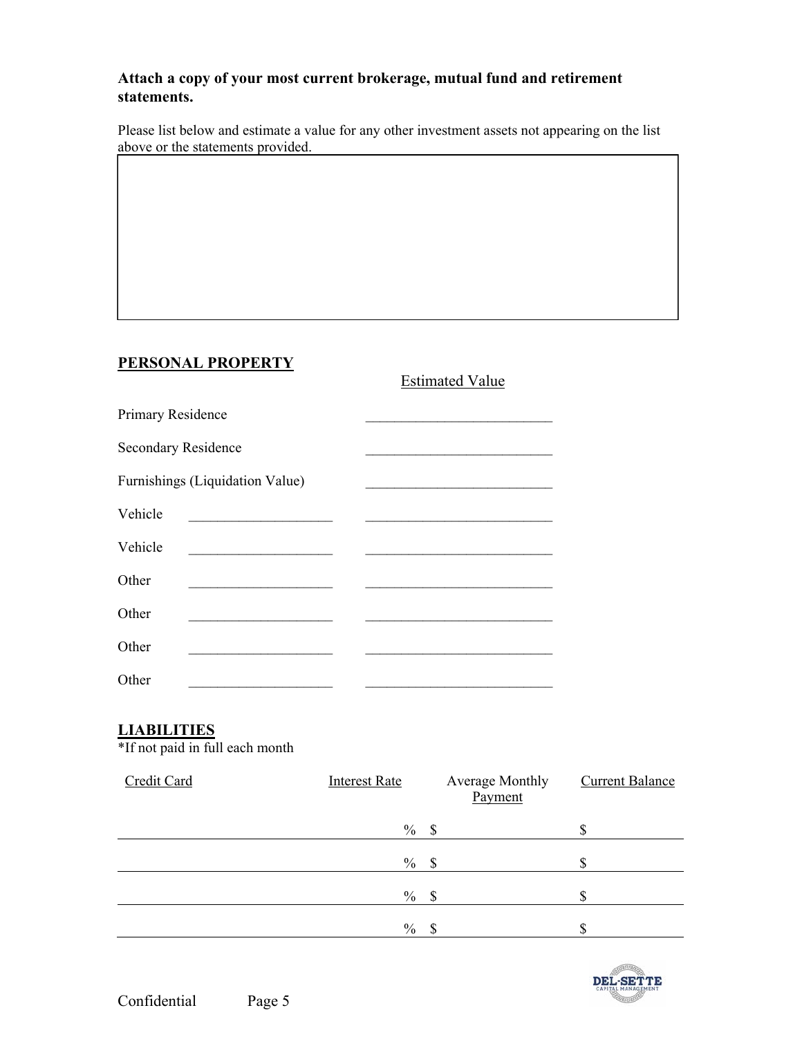**Attach a copy of your most current brokerage, mutual fund and retirement statements.**

Please list below and estimate a value for any other investment assets not appearing on the list above or the statements provided.

| |
|---|
| |

## PERSONAL PROPERTY

| | | Estimated Value |
|---|---|---|
| Primary Residence | | ___________________________ |
| Secondary Residence | | ___________________________ |
| Furnishings (Liquidation Value) | | ___________________________ |
| Vehicle | ____________________ | ___________________________ |
| Vehicle | ____________________ | ___________________________ |
| Other | ____________________ | ___________________________ |
| Other | ____________________ | ___________________________ |
| Other | ____________________ | ___________________________ |
| Other | ____________________ | ___________________________ |

## LIABILITIES

*If not paid in full each month

| Credit Card | Interest Rate | Average Monthly Payment | Current Balance |
|---|---|---|---|
| | % | $ | $ |
| | % | $ | $ |
| | % | $ | $ |
| | % | $ | $ |

Confidential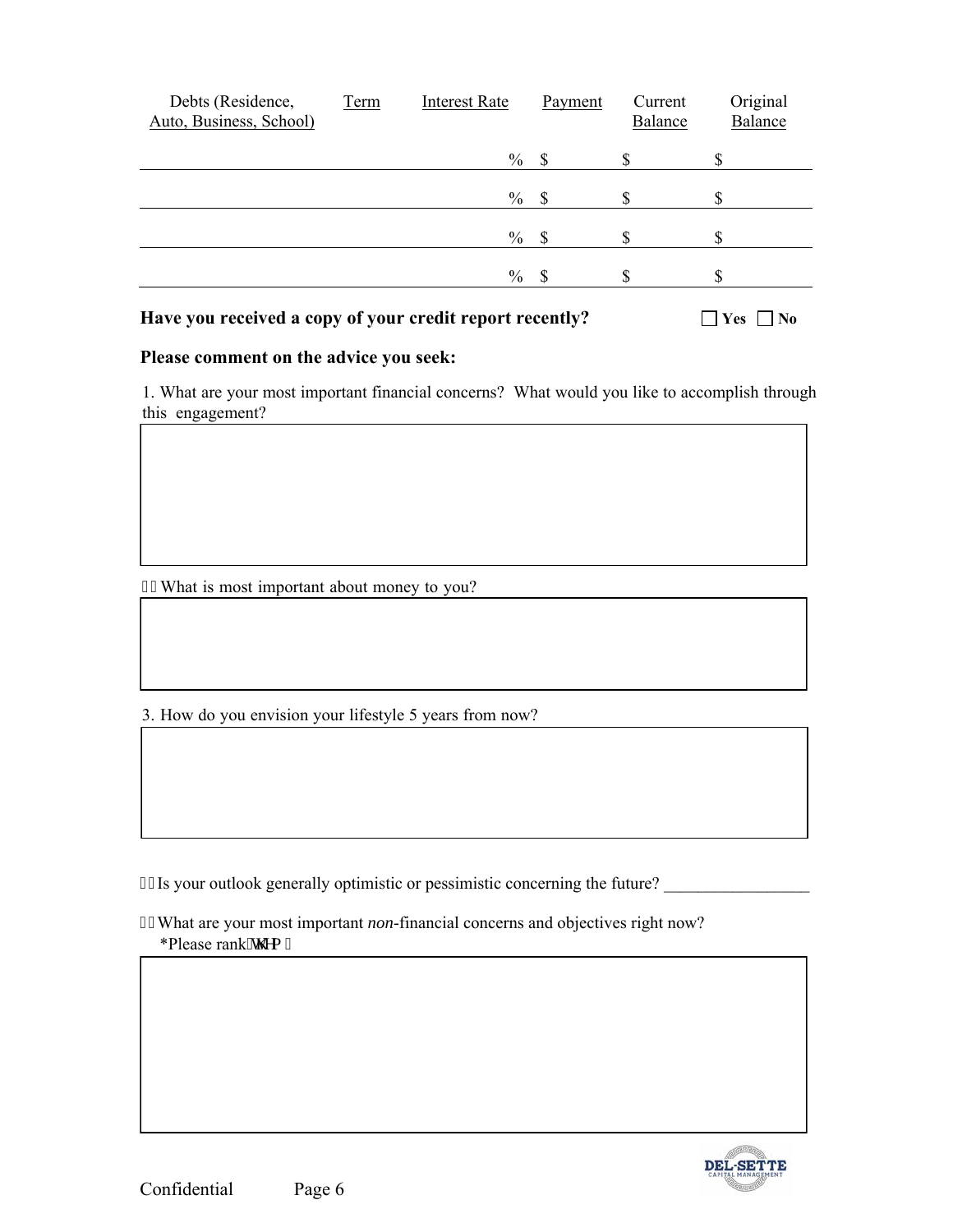| Debts (Residence, Auto, Business, School) | Term | Interest Rate | Payment | Current Balance | Original Balance |
|---|---|---|---|---|---|
| | | % | $ | $ | $ |
| | | % | $ | $ | $ |
| | | % | $ | $ | $ |
| | | % | $ | $ | $ |

**Have you received a copy of your credit report recently?** ☐ **Yes** ☐ **No**

**Please comment on the advice you seek:**

1. What are your most important financial concerns? What would you like to accomplish through this engagement?

2. What is most important about money to you?

3. How do you envision your lifestyle 5 years from now?

4. Is your outlook generally optimistic or pessimistic concerning the future? _________________

5. What are your most important *non*-financial concerns and objectives right now?
   *Please rank them.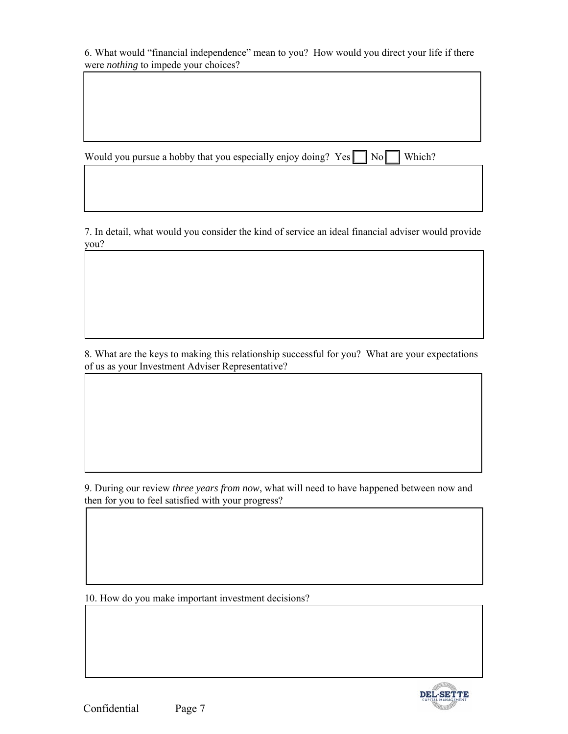6. What would "financial independence" mean to you? How would you direct your life if there were *nothing* to impede your choices?

Would you pursue a hobby that you especially enjoy doing? Yes ☐ No ☐ Which?

7. In detail, what would you consider the kind of service an ideal financial adviser would provide you?

8. What are the keys to making this relationship successful for you? What are your expectations of us as your Investment Adviser Representative?

9. During our review *three years from now*, what will need to have happened between now and then for you to feel satisfied with your progress?

10. How do you make important investment decisions?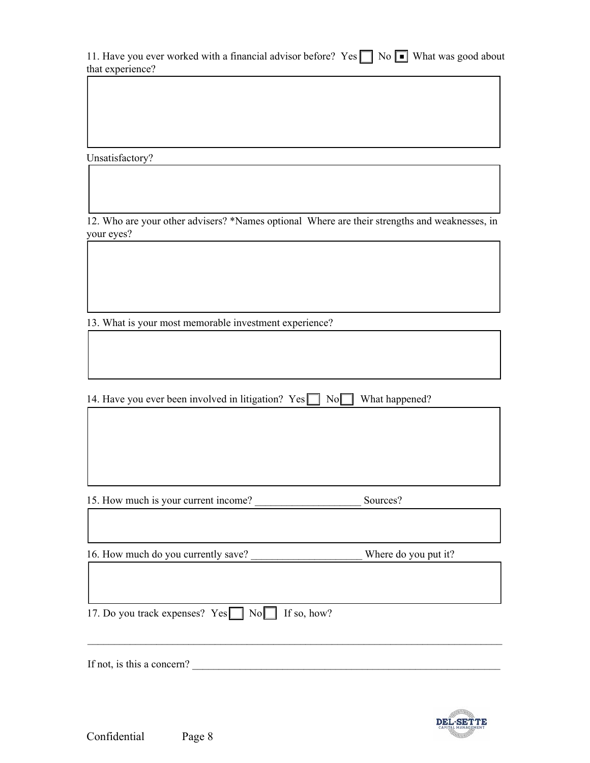11. Have you ever worked with a financial advisor before? Yes ☐ No ☒ What was good about that experience?

Unsatisfactory?

12. Who are your other advisers? *Names optional Where are their strengths and weaknesses, in your eyes?

13. What is your most memorable investment experience?

14. Have you ever been involved in litigation? Yes ☐ No ☐ What happened?

15. How much is your current income? ____________________ Sources?

16. How much do you currently save? _____________________ Where do you put it?

17. Do you track expenses? Yes ☐ No ☐ If so, how?

______________________________________________________________________________

If not, is this a concern? ___________________________________________________________

Confidential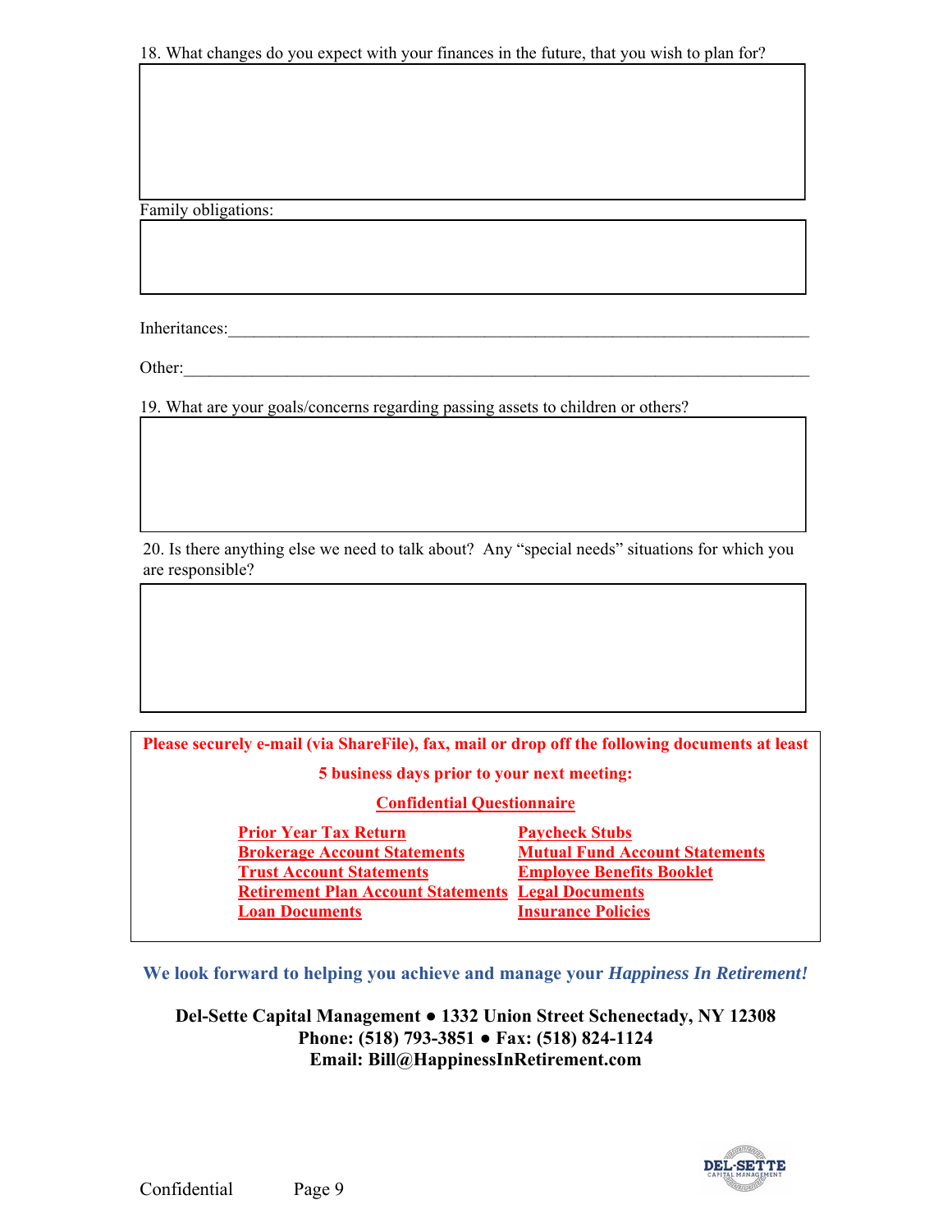18. What changes do you expect with your finances in the future, that you wish to plan for?

Family obligations:

Inheritances:___________________________________________________________________________

Other:_______________________________________________________________________________

19. What are your goals/concerns regarding passing assets to children or others?

20. Is there anything else we need to talk about? Any "special needs" situations for which you are responsible?

**Please securely e-mail (via ShareFile), fax, mail or drop off the following documents at least 5 business days prior to your next meeting:**

**Confidential Questionnaire**

| | |
|---|---|
| **Prior Year Tax Return** | **Paycheck Stubs** |
| **Brokerage Account Statements** | **Mutual Fund Account Statements** |
| **Trust Account Statements** | **Employee Benefits Booklet** |
| **Retirement Plan Account Statements** | **Legal Documents** |
| **Loan Documents** | **Insurance Policies** |

**We look forward to helping you achieve and manage your *Happiness In Retirement!***

**Del-Sette Capital Management ● 1332 Union Street Schenectady, NY 12308**
**Phone: (518) 793-3851 ● Fax: (518) 824-1124**
**Email: Bill@HappinessInRetirement.com**

Confidential